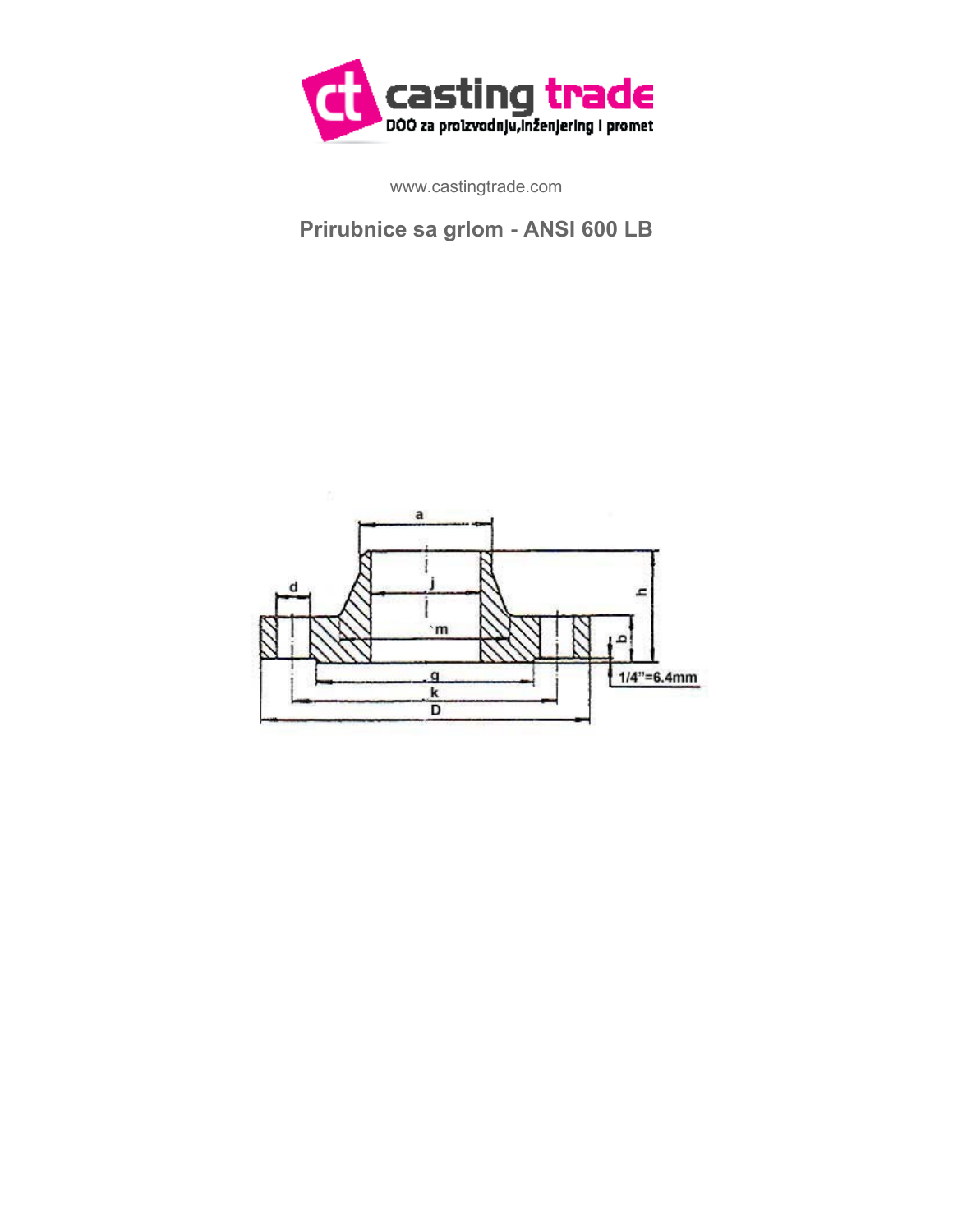casting trade

DOO za proizvodnju,inženjering i promet

www.castingtrade.com

## Prirubnice sa grlom - ANSI 600 LB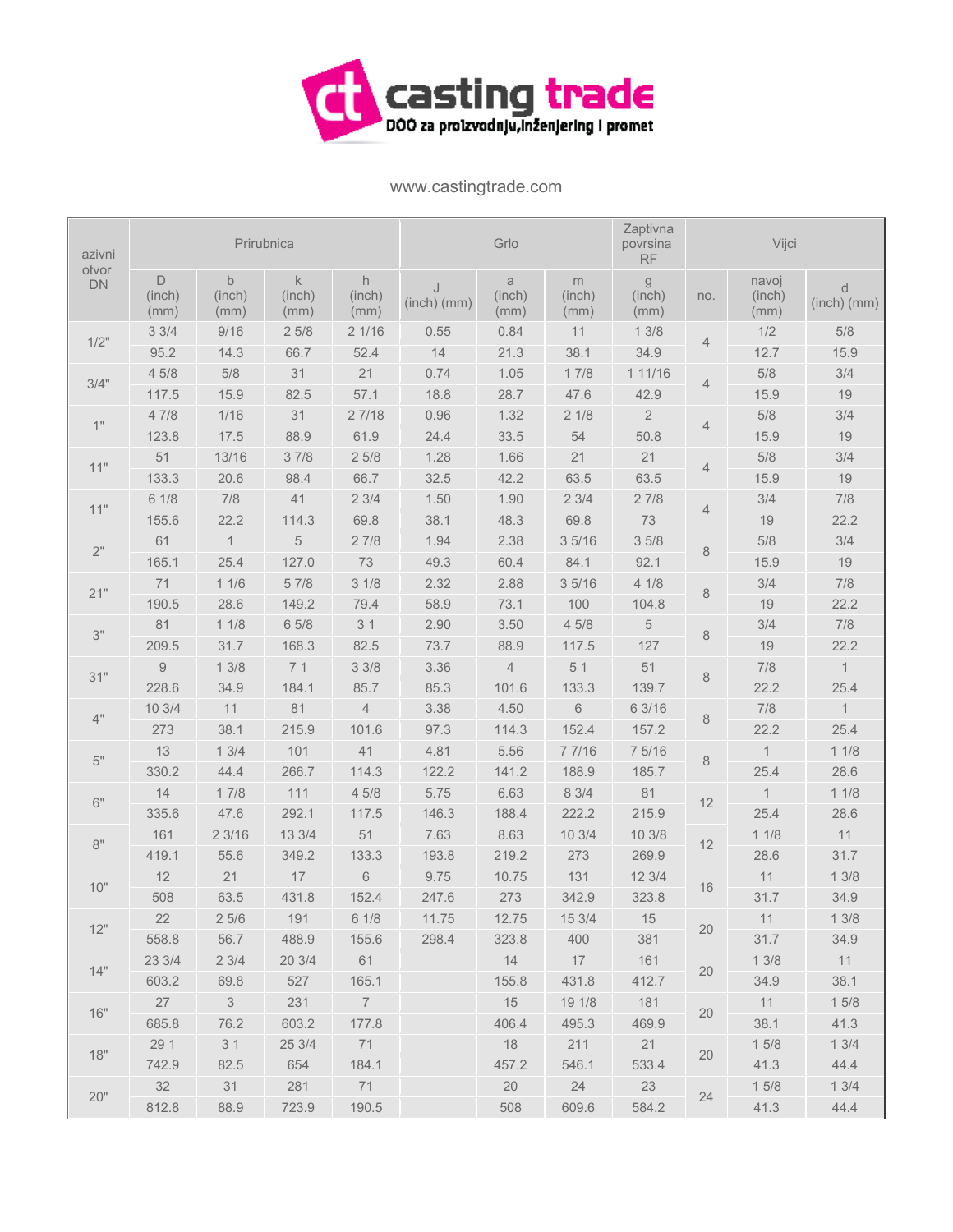**casting trade**
DOO za proizvodnju,inženjering i promet

www.castingtrade.com

| azivni otvor DN | Prirubnica | | | | Grlo | | | Zaptivna povrsina RF | Vijci | | |
|---|---|---|---|---|---|---|---|---|---|---|---|
| | D (inch) (mm) | b (inch) (mm) | k (inch) (mm) | h (inch) (mm) | J (inch) (mm) | a (inch) (mm) | m (inch) (mm) | g (inch) (mm) | no. | navoj (inch) (mm) | d (inch) (mm) |
| 1/2" | 3 3/4 | 9/16 | 2 5/8 | 2 1/16 | 0.55 | 0.84 | 11 | 1 3/8 | 4 | 1/2 | 5/8 |
| | 95.2 | 14.3 | 66.7 | 52.4 | 14 | 21.3 | 38.1 | 34.9 | | 12.7 | 15.9 |
| 3/4" | 4 5/8 | 5/8 | 31 | 21 | 0.74 | 1.05 | 1 7/8 | 1 11/16 | 4 | 5/8 | 3/4 |
| | 117.5 | 15.9 | 82.5 | 57.1 | 18.8 | 28.7 | 47.6 | 42.9 | | 15.9 | 19 |
| 1" | 4 7/8 | 1/16 | 31 | 2 7/18 | 0.96 | 1.32 | 2 1/8 | 2 | 4 | 5/8 | 3/4 |
| | 123.8 | 17.5 | 88.9 | 61.9 | 24.4 | 33.5 | 54 | 50.8 | | 15.9 | 19 |
| 11" | 51 | 13/16 | 3 7/8 | 2 5/8 | 1.28 | 1.66 | 21 | 21 | 4 | 5/8 | 3/4 |
| | 133.3 | 20.6 | 98.4 | 66.7 | 32.5 | 42.2 | 63.5 | 63.5 | | 15.9 | 19 |
| 11" | 6 1/8 | 7/8 | 41 | 2 3/4 | 1.50 | 1.90 | 2 3/4 | 2 7/8 | 4 | 3/4 | 7/8 |
| | 155.6 | 22.2 | 114.3 | 69.8 | 38.1 | 48.3 | 69.8 | 73 | | 19 | 22.2 |
| 2" | 61 | 1 | 5 | 2 7/8 | 1.94 | 2.38 | 3 5/16 | 3 5/8 | 8 | 5/8 | 3/4 |
| | 165.1 | 25.4 | 127.0 | 73 | 49.3 | 60.4 | 84.1 | 92.1 | | 15.9 | 19 |
| 21" | 71 | 1 1/6 | 5 7/8 | 3 1/8 | 2.32 | 2.88 | 3 5/16 | 4 1/8 | 8 | 3/4 | 7/8 |
| | 190.5 | 28.6 | 149.2 | 79.4 | 58.9 | 73.1 | 100 | 104.8 | | 19 | 22.2 |
| 3" | 81 | 1 1/8 | 6 5/8 | 3 1 | 2.90 | 3.50 | 4 5/8 | 5 | 8 | 3/4 | 7/8 |
| | 209.5 | 31.7 | 168.3 | 82.5 | 73.7 | 88.9 | 117.5 | 127 | | 19 | 22.2 |
| 31" | 9 | 1 3/8 | 7 1 | 3 3/8 | 3.36 | 4 | 5 1 | 51 | 8 | 7/8 | 1 |
| | 228.6 | 34.9 | 184.1 | 85.7 | 85.3 | 101.6 | 133.3 | 139.7 | | 22.2 | 25.4 |
| 4" | 10 3/4 | 11 | 81 | 4 | 3.38 | 4.50 | 6 | 6 3/16 | 8 | 7/8 | 1 |
| | 273 | 38.1 | 215.9 | 101.6 | 97.3 | 114.3 | 152.4 | 157.2 | | 22.2 | 25.4 |
| 5" | 13 | 1 3/4 | 101 | 41 | 4.81 | 5.56 | 7 7/16 | 7 5/16 | 8 | 1 | 1 1/8 |
| | 330.2 | 44.4 | 266.7 | 114.3 | 122.2 | 141.2 | 188.9 | 185.7 | | 25.4 | 28.6 |
| 6" | 14 | 1 7/8 | 111 | 4 5/8 | 5.75 | 6.63 | 8 3/4 | 81 | 12 | 1 | 1 1/8 |
| | 335.6 | 47.6 | 292.1 | 117.5 | 146.3 | 188.4 | 222.2 | 215.9 | | 25.4 | 28.6 |
| 8" | 161 | 2 3/16 | 13 3/4 | 51 | 7.63 | 8.63 | 10 3/4 | 10 3/8 | 12 | 1 1/8 | 11 |
| | 419.1 | 55.6 | 349.2 | 133.3 | 193.8 | 219.2 | 273 | 269.9 | | 28.6 | 31.7 |
| 10" | 12 | 21 | 17 | 6 | 9.75 | 10.75 | 131 | 12 3/4 | 16 | 11 | 1 3/8 |
| | 508 | 63.5 | 431.8 | 152.4 | 247.6 | 273 | 342.9 | 323.8 | | 31.7 | 34.9 |
| 12" | 22 | 2 5/6 | 191 | 6 1/8 | 11.75 | 12.75 | 15 3/4 | 15 | 20 | 11 | 1 3/8 |
| | 558.8 | 56.7 | 488.9 | 155.6 | 298.4 | 323.8 | 400 | 381 | | 31.7 | 34.9 |
| 14" | 23 3/4 | 2 3/4 | 20 3/4 | 61 | | 14 | 17 | 161 | 20 | 1 3/8 | 11 |
| | 603.2 | 69.8 | 527 | 165.1 | | 155.8 | 431.8 | 412.7 | | 34.9 | 38.1 |
| 16" | 27 | 3 | 231 | 7 | | 15 | 19 1/8 | 181 | 20 | 11 | 1 5/8 |
| | 685.8 | 76.2 | 603.2 | 177.8 | | 406.4 | 495.3 | 469.9 | | 38.1 | 41.3 |
| 18" | 29 1 | 3 1 | 25 3/4 | 71 | | 18 | 211 | 21 | 20 | 1 5/8 | 1 3/4 |
| | 742.9 | 82.5 | 654 | 184.1 | | 457.2 | 546.1 | 533.4 | | 41.3 | 44.4 |
| 20" | 32 | 31 | 281 | 71 | | 20 | 24 | 23 | 24 | 1 5/8 | 1 3/4 |
| | 812.8 | 88.9 | 723.9 | 190.5 | | 508 | 609.6 | 584.2 | | 41.3 | 44.4 |